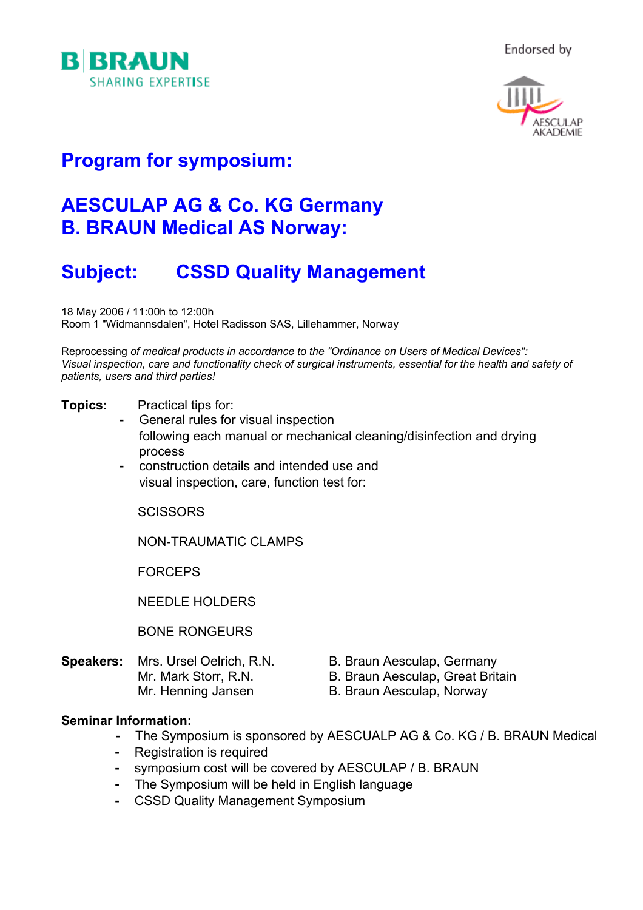B|BRAUN
SHARING EXPERTISE

Endorsed by

AESCULAP AKADEMIE

# Program for symposium:

# AESCULAP AG & Co. KG Germany
# B. BRAUN Medical AS Norway:

# Subject: CSSD Quality Management

18 May 2006 / 11:00h to 12:00h
Room 1 "Widmannsdalen", Hotel Radisson SAS, Lillehammer, Norway

Reprocessing *of medical products in accordance to the "Ordinance on Users of Medical Devices": Visual inspection, care and functionality check of surgical instruments, essential for the health and safety of patients, users and third parties!*

**Topics:** Practical tips for:

- General rules for visual inspection following each manual or mechanical cleaning/disinfection and drying process
- construction details and intended use and visual inspection, care, function test for:

SCISSORS

NON-TRAUMATIC CLAMPS

FORCEPS

NEEDLE HOLDERS

BONE RONGEURS

**Speakers:**

| | |
|---|---|
| Mrs. Ursel Oelrich, R.N. | B. Braun Aesculap, Germany |
| Mr. Mark Storr, R.N. | B. Braun Aesculap, Great Britain |
| Mr. Henning Jansen | B. Braun Aesculap, Norway |

**Seminar Information:**

- The Symposium is sponsored by AESCUALP AG & Co. KG / B. BRAUN Medical
- Registration is required
- symposium cost will be covered by AESCULAP / B. BRAUN
- The Symposium will be held in English language
- CSSD Quality Management Symposium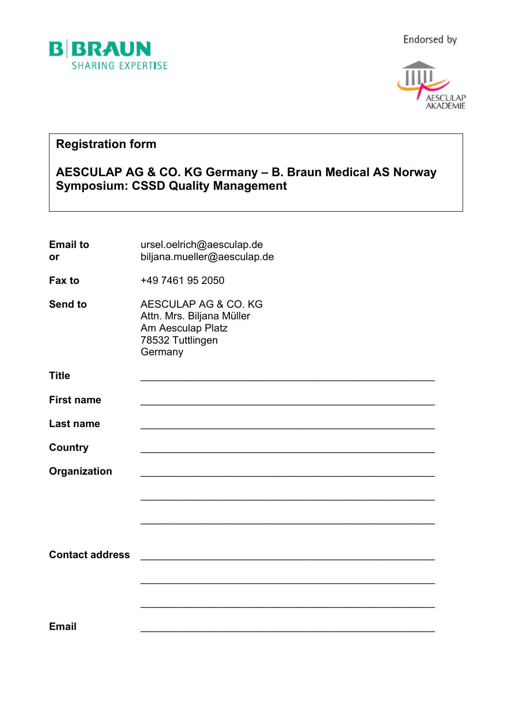B | BRAUN
SHARING EXPERTISE

Endorsed by

AESCULAP AKADEMIE

## Registration form

**AESCULAP AG & CO. KG Germany – B. Braun Medical AS Norway**
**Symposium: CSSD Quality Management**

| | |
|---|---|
| **Email to** | ursel.oelrich@aesculap.de |
| **or** | biljana.mueller@aesculap.de |
| **Fax to** | +49 7461 95 2050 |
| **Send to** | AESCULAP AG & CO. KG<br>Attn. Mrs. Biljana Müller<br>Am Aesculap Platz<br>78532 Tuttlingen<br>Germany |
| **Title** | ________________________________________________ |
| **First name** | ________________________________________________ |
| **Last name** | ________________________________________________ |
| **Country** | ________________________________________________ |
| **Organization** | ________________________________________________<br>________________________________________________<br>________________________________________________ |
| **Contact address** | ________________________________________________<br>________________________________________________<br>________________________________________________ |
| **Email** | ________________________________________________ |